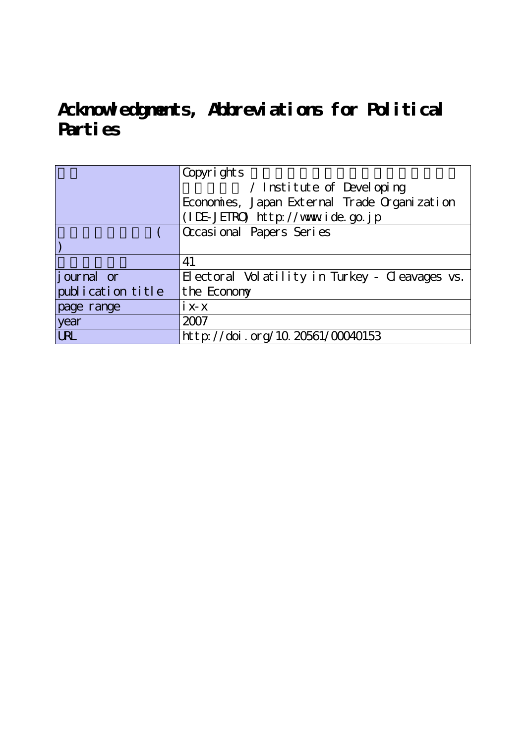# Acknowledgments, Abbreviations for Political Parties

| | |
|---|---|
| | Copyrights / Institute of Developing Economies, Japan External Trade Organization (IDE-JETRO) http://www.ide.go.jp |
| ( ) | Occasional Papers Series |
| | 41 |
| journal or publication title | Electoral Volatility in Turkey - Cleavages vs. the Economy |
| page range | ix-x |
| year | 2007 |
| URL | http://doi.org/10.20561/00040153 |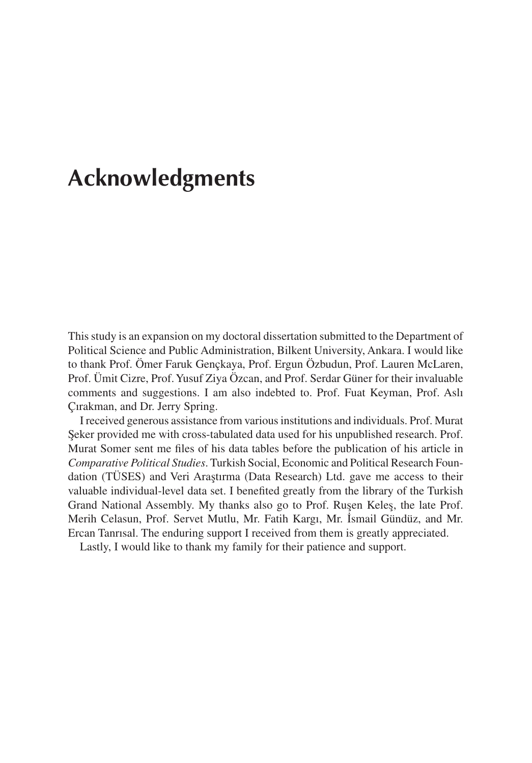# Acknowledgments

This study is an expansion on my doctoral dissertation submitted to the Department of Political Science and Public Administration, Bilkent University, Ankara. I would like to thank Prof. Ömer Faruk Gençkaya, Prof. Ergun Özbudun, Prof. Lauren McLaren, Prof. Ümit Cizre, Prof. Yusuf Ziya Özcan, and Prof. Serdar Güner for their invaluable comments and suggestions. I am also indebted to. Prof. Fuat Keyman, Prof. Aslı Çırakman, and Dr. Jerry Spring.

I received generous assistance from various institutions and individuals. Prof. Murat Şeker provided me with cross-tabulated data used for his unpublished research. Prof. Murat Somer sent me files of his data tables before the publication of his article in *Comparative Political Studies*. Turkish Social, Economic and Political Research Foundation (TÜSES) and Veri Araştırma (Data Research) Ltd. gave me access to their valuable individual-level data set. I benefited greatly from the library of the Turkish Grand National Assembly. My thanks also go to Prof. Ruşen Keleş, the late Prof. Merih Celasun, Prof. Servet Mutlu, Mr. Fatih Kargı, Mr. İsmail Gündüz, and Mr. Ercan Tanrısal. The enduring support I received from them is greatly appreciated.

Lastly, I would like to thank my family for their patience and support.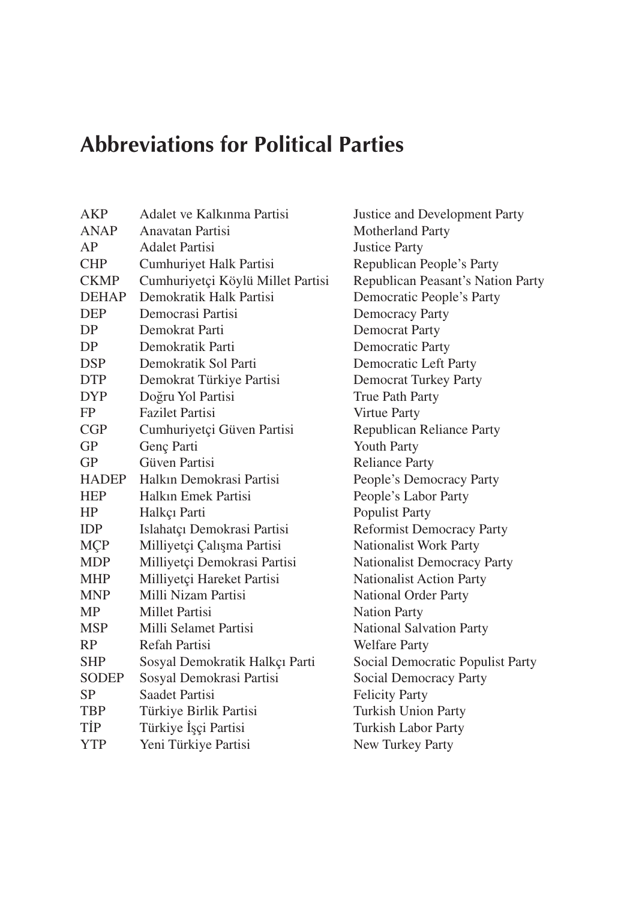## Abbreviations for Political Parties

| | | |
|---|---|---|
| AKP | Adalet ve Kalkınma Partisi | Justice and Development Party |
| ANAP | Anavatan Partisi | Motherland Party |
| AP | Adalet Partisi | Justice Party |
| CHP | Cumhuriyet Halk Partisi | Republican People's Party |
| CKMP | Cumhuriyetçi Köylü Millet Partisi | Republican Peasant's Nation Party |
| DEHAP | Demokratik Halk Partisi | Democratic People's Party |
| DEP | Democrasi Partisi | Democracy Party |
| DP | Demokrat Parti | Democrat Party |
| DP | Demokratik Parti | Democratic Party |
| DSP | Demokratik Sol Parti | Democratic Left Party |
| DTP | Demokrat Türkiye Partisi | Democrat Turkey Party |
| DYP | Doğru Yol Partisi | True Path Party |
| FP | Fazilet Partisi | Virtue Party |
| CGP | Cumhuriyetçi Güven Partisi | Republican Reliance Party |
| GP | Genç Parti | Youth Party |
| GP | Güven Partisi | Reliance Party |
| HADEP | Halkın Demokrasi Partisi | People's Democracy Party |
| HEP | Halkın Emek Partisi | People's Labor Party |
| HP | Halkçı Parti | Populist Party |
| IDP | Islahatçı Demokrasi Partisi | Reformist Democracy Party |
| MÇP | Milliyetçi Çalışma Partisi | Nationalist Work Party |
| MDP | Milliyetçi Demokrasi Partisi | Nationalist Democracy Party |
| MHP | Milliyetçi Hareket Partisi | Nationalist Action Party |
| MNP | Milli Nizam Partisi | National Order Party |
| MP | Millet Partisi | Nation Party |
| MSP | Milli Selamet Partisi | National Salvation Party |
| RP | Refah Partisi | Welfare Party |
| SHP | Sosyal Demokratik Halkçı Parti | Social Democratic Populist Party |
| SODEP | Sosyal Demokrasi Partisi | Social Democracy Party |
| SP | Saadet Partisi | Felicity Party |
| TBP | Türkiye Birlik Partisi | Turkish Union Party |
| TİP | Türkiye İşçi Partisi | Turkish Labor Party |
| YTP | Yeni Türkiye Partisi | New Turkey Party |